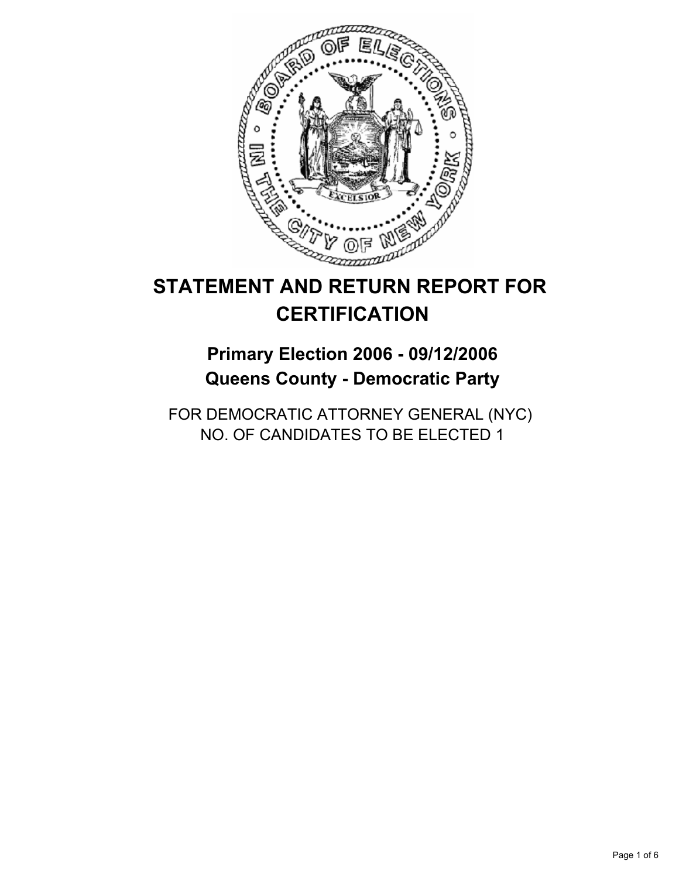# STATEMENT AND RETURN REPORT FOR CERTIFICATION

## Primary Election 2006 - 09/12/2006
## Queens County - Democratic Party

FOR DEMOCRATIC ATTORNEY GENERAL (NYC)
NO. OF CANDIDATES TO BE ELECTED 1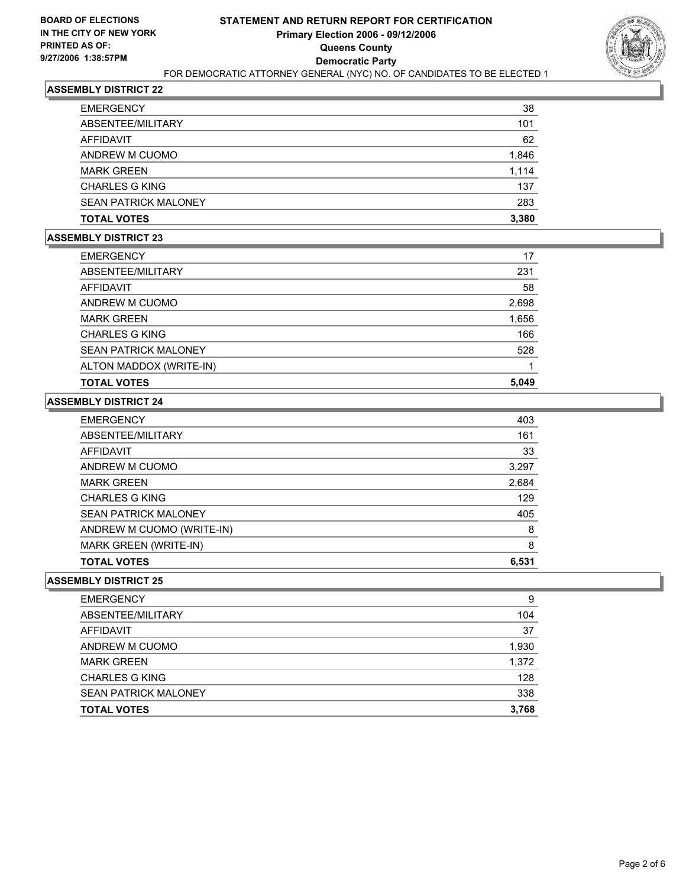**BOARD OF ELECTIONS IN THE CITY OF NEW YORK PRINTED AS OF: 9/27/2006 1:38:57PM**

# STATEMENT AND RETURN REPORT FOR CERTIFICATION
## Primary Election 2006 - 09/12/2006
## Queens County
## Democratic Party

FOR DEMOCRATIC ATTORNEY GENERAL (NYC) NO. OF CANDIDATES TO BE ELECTED 1

### ASSEMBLY DISTRICT 22

| | |
|---|---|
| EMERGENCY | 38 |
| ABSENTEE/MILITARY | 101 |
| AFFIDAVIT | 62 |
| ANDREW M CUOMO | 1,846 |
| MARK GREEN | 1,114 |
| CHARLES G KING | 137 |
| SEAN PATRICK MALONEY | 283 |
| **TOTAL VOTES** | **3,380** |

### ASSEMBLY DISTRICT 23

| | |
|---|---|
| EMERGENCY | 17 |
| ABSENTEE/MILITARY | 231 |
| AFFIDAVIT | 58 |
| ANDREW M CUOMO | 2,698 |
| MARK GREEN | 1,656 |
| CHARLES G KING | 166 |
| SEAN PATRICK MALONEY | 528 |
| ALTON MADDOX (WRITE-IN) | 1 |
| **TOTAL VOTES** | **5,049** |

### ASSEMBLY DISTRICT 24

| | |
|---|---|
| EMERGENCY | 403 |
| ABSENTEE/MILITARY | 161 |
| AFFIDAVIT | 33 |
| ANDREW M CUOMO | 3,297 |
| MARK GREEN | 2,684 |
| CHARLES G KING | 129 |
| SEAN PATRICK MALONEY | 405 |
| ANDREW M CUOMO (WRITE-IN) | 8 |
| MARK GREEN (WRITE-IN) | 8 |
| **TOTAL VOTES** | **6,531** |

### ASSEMBLY DISTRICT 25

| | |
|---|---|
| EMERGENCY | 9 |
| ABSENTEE/MILITARY | 104 |
| AFFIDAVIT | 37 |
| ANDREW M CUOMO | 1,930 |
| MARK GREEN | 1,372 |
| CHARLES G KING | 128 |
| SEAN PATRICK MALONEY | 338 |
| **TOTAL VOTES** | **3,768** |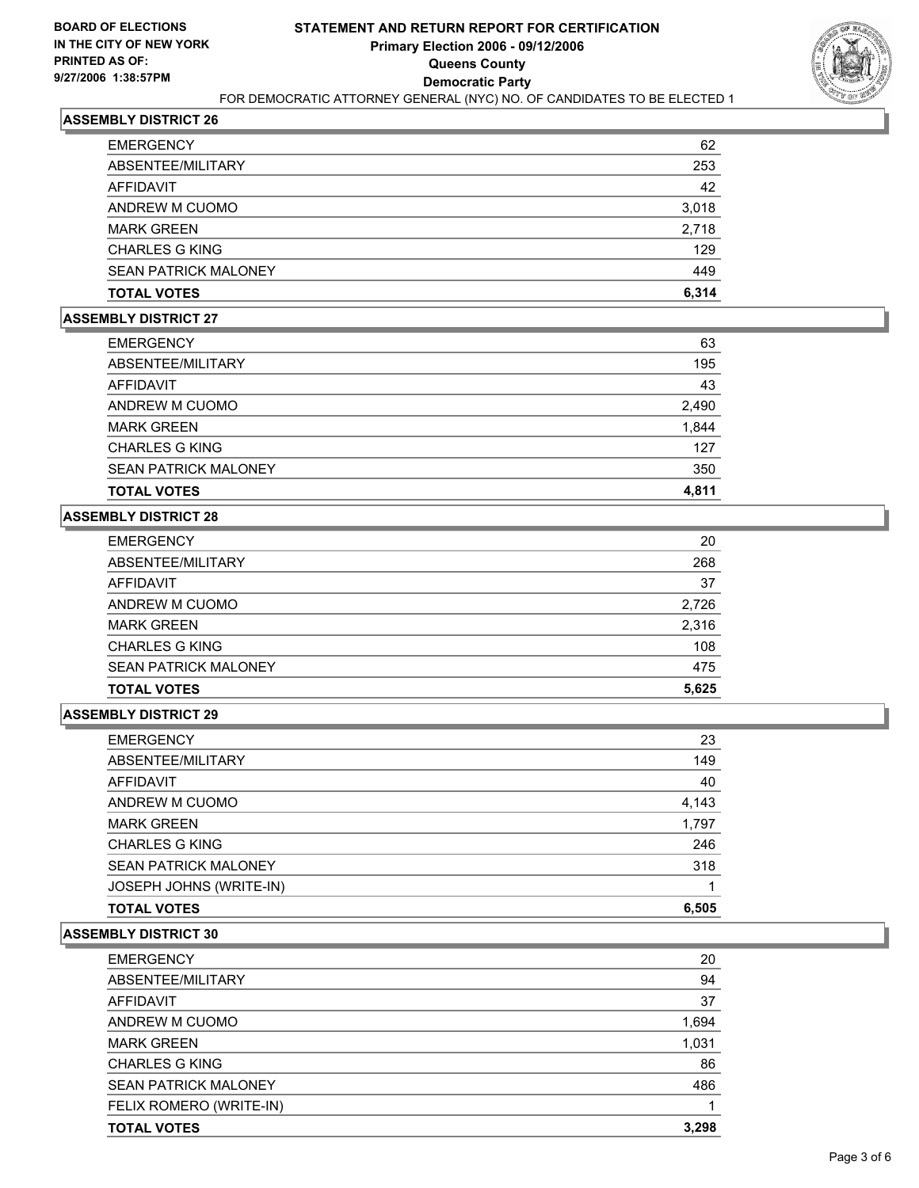**BOARD OF ELECTIONS IN THE CITY OF NEW YORK PRINTED AS OF: 9/27/2006 1:38:57PM**

# STATEMENT AND RETURN REPORT FOR CERTIFICATION
## Primary Election 2006 - 09/12/2006
## Queens County
## Democratic Party

FOR DEMOCRATIC ATTORNEY GENERAL (NYC) NO. OF CANDIDATES TO BE ELECTED 1

### ASSEMBLY DISTRICT 26

| | |
|---|---|
| EMERGENCY | 62 |
| ABSENTEE/MILITARY | 253 |
| AFFIDAVIT | 42 |
| ANDREW M CUOMO | 3,018 |
| MARK GREEN | 2,718 |
| CHARLES G KING | 129 |
| SEAN PATRICK MALONEY | 449 |
| **TOTAL VOTES** | **6,314** |

### ASSEMBLY DISTRICT 27

| | |
|---|---|
| EMERGENCY | 63 |
| ABSENTEE/MILITARY | 195 |
| AFFIDAVIT | 43 |
| ANDREW M CUOMO | 2,490 |
| MARK GREEN | 1,844 |
| CHARLES G KING | 127 |
| SEAN PATRICK MALONEY | 350 |
| **TOTAL VOTES** | **4,811** |

### ASSEMBLY DISTRICT 28

| | |
|---|---|
| EMERGENCY | 20 |
| ABSENTEE/MILITARY | 268 |
| AFFIDAVIT | 37 |
| ANDREW M CUOMO | 2,726 |
| MARK GREEN | 2,316 |
| CHARLES G KING | 108 |
| SEAN PATRICK MALONEY | 475 |
| **TOTAL VOTES** | **5,625** |

### ASSEMBLY DISTRICT 29

| | |
|---|---|
| EMERGENCY | 23 |
| ABSENTEE/MILITARY | 149 |
| AFFIDAVIT | 40 |
| ANDREW M CUOMO | 4,143 |
| MARK GREEN | 1,797 |
| CHARLES G KING | 246 |
| SEAN PATRICK MALONEY | 318 |
| JOSEPH JOHNS (WRITE-IN) | 1 |
| **TOTAL VOTES** | **6,505** |

### ASSEMBLY DISTRICT 30

| | |
|---|---|
| EMERGENCY | 20 |
| ABSENTEE/MILITARY | 94 |
| AFFIDAVIT | 37 |
| ANDREW M CUOMO | 1,694 |
| MARK GREEN | 1,031 |
| CHARLES G KING | 86 |
| SEAN PATRICK MALONEY | 486 |
| FELIX ROMERO (WRITE-IN) | 1 |
| **TOTAL VOTES** | **3,298** |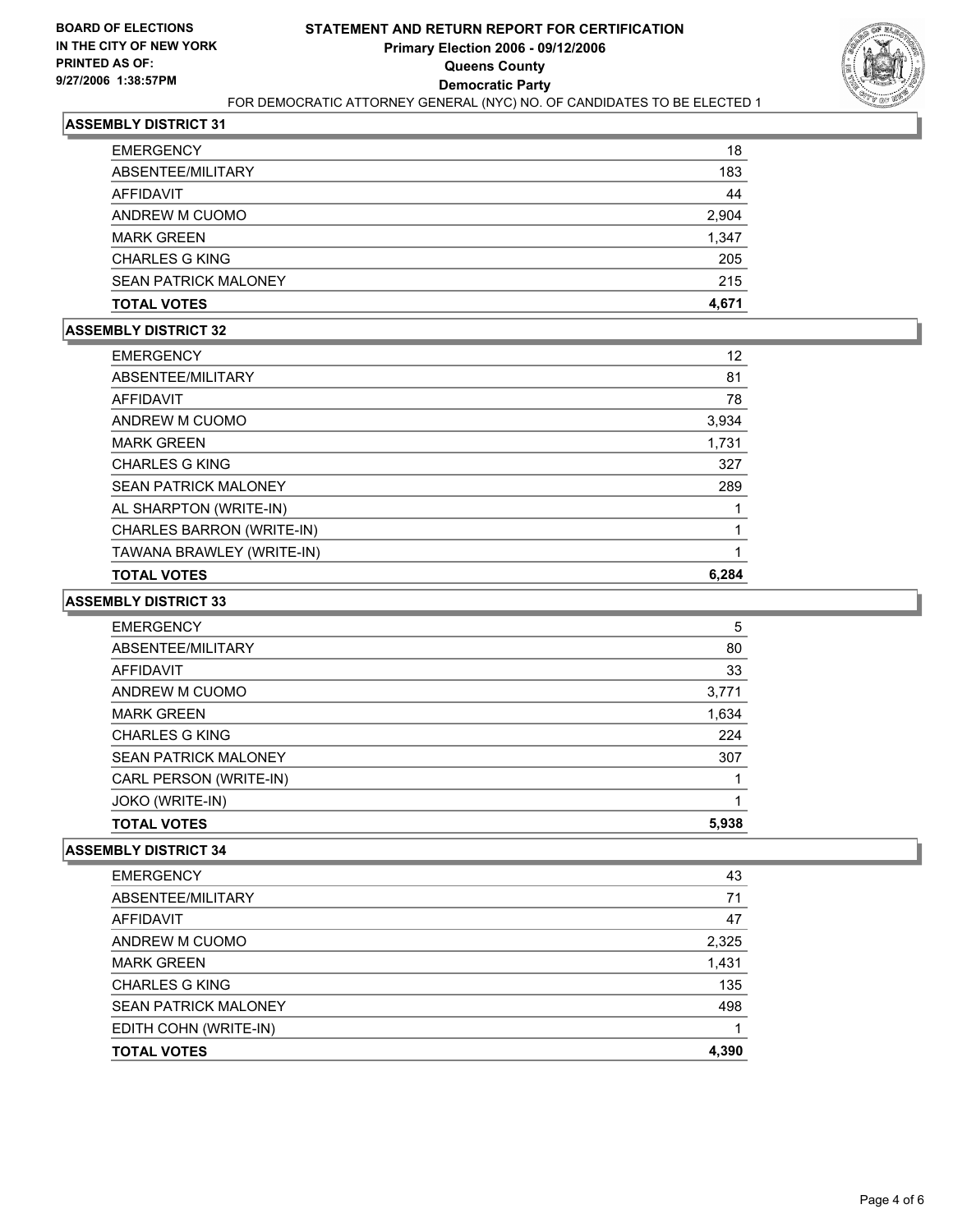BOARD OF ELECTIONS
IN THE CITY OF NEW YORK
PRINTED AS OF:
9/27/2006 1:38:57PM

# STATEMENT AND RETURN REPORT FOR CERTIFICATION
## Primary Election 2006 - 09/12/2006
## Queens County
## Democratic Party
FOR DEMOCRATIC ATTORNEY GENERAL (NYC) NO. OF CANDIDATES TO BE ELECTED 1

### ASSEMBLY DISTRICT 31

| | |
|---|---|
| EMERGENCY | 18 |
| ABSENTEE/MILITARY | 183 |
| AFFIDAVIT | 44 |
| ANDREW M CUOMO | 2,904 |
| MARK GREEN | 1,347 |
| CHARLES G KING | 205 |
| SEAN PATRICK MALONEY | 215 |
| **TOTAL VOTES** | **4,671** |

### ASSEMBLY DISTRICT 32

| | |
|---|---|
| EMERGENCY | 12 |
| ABSENTEE/MILITARY | 81 |
| AFFIDAVIT | 78 |
| ANDREW M CUOMO | 3,934 |
| MARK GREEN | 1,731 |
| CHARLES G KING | 327 |
| SEAN PATRICK MALONEY | 289 |
| AL SHARPTON (WRITE-IN) | 1 |
| CHARLES BARRON (WRITE-IN) | 1 |
| TAWANA BRAWLEY (WRITE-IN) | 1 |
| **TOTAL VOTES** | **6,284** |

### ASSEMBLY DISTRICT 33

| | |
|---|---|
| EMERGENCY | 5 |
| ABSENTEE/MILITARY | 80 |
| AFFIDAVIT | 33 |
| ANDREW M CUOMO | 3,771 |
| MARK GREEN | 1,634 |
| CHARLES G KING | 224 |
| SEAN PATRICK MALONEY | 307 |
| CARL PERSON (WRITE-IN) | 1 |
| JOKO (WRITE-IN) | 1 |
| **TOTAL VOTES** | **5,938** |

### ASSEMBLY DISTRICT 34

| | |
|---|---|
| EMERGENCY | 43 |
| ABSENTEE/MILITARY | 71 |
| AFFIDAVIT | 47 |
| ANDREW M CUOMO | 2,325 |
| MARK GREEN | 1,431 |
| CHARLES G KING | 135 |
| SEAN PATRICK MALONEY | 498 |
| EDITH COHN (WRITE-IN) | 1 |
| **TOTAL VOTES** | **4,390** |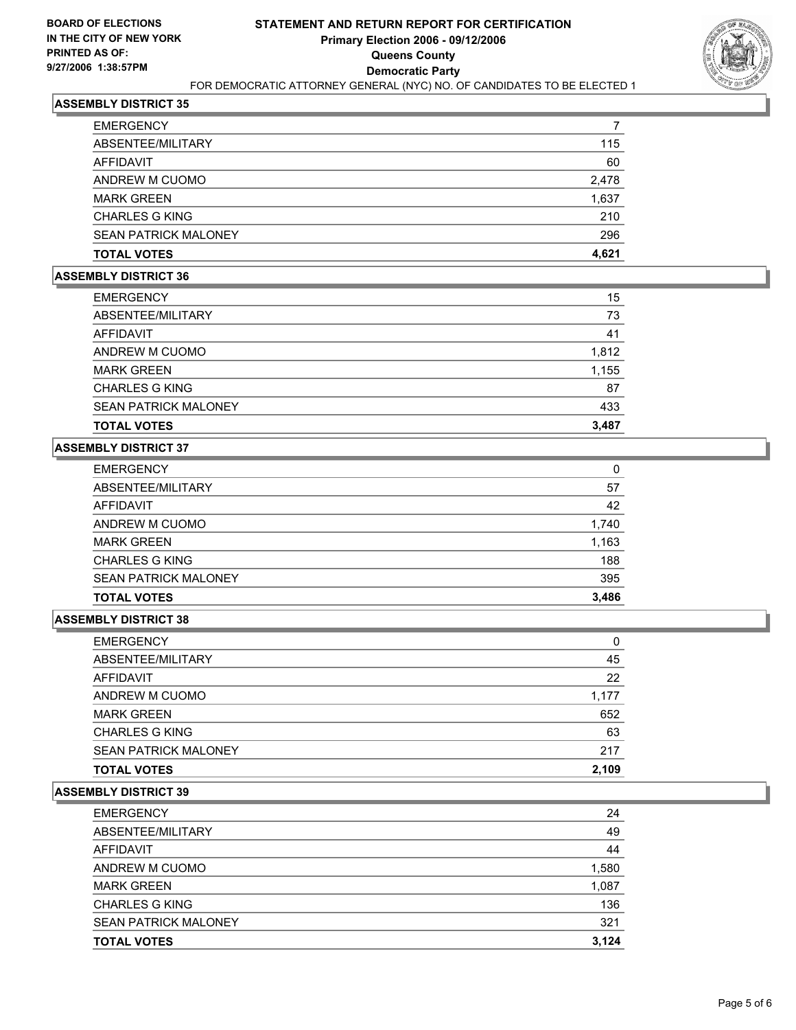**BOARD OF ELECTIONS IN THE CITY OF NEW YORK PRINTED AS OF: 9/27/2006 1:38:57PM**

# STATEMENT AND RETURN REPORT FOR CERTIFICATION
## Primary Election 2006 - 09/12/2006
## Queens County
## Democratic Party

FOR DEMOCRATIC ATTORNEY GENERAL (NYC) NO. OF CANDIDATES TO BE ELECTED 1

### ASSEMBLY DISTRICT 35

| | |
|---|---|
| EMERGENCY | 7 |
| ABSENTEE/MILITARY | 115 |
| AFFIDAVIT | 60 |
| ANDREW M CUOMO | 2,478 |
| MARK GREEN | 1,637 |
| CHARLES G KING | 210 |
| SEAN PATRICK MALONEY | 296 |
| **TOTAL VOTES** | **4,621** |

### ASSEMBLY DISTRICT 36

| | |
|---|---|
| EMERGENCY | 15 |
| ABSENTEE/MILITARY | 73 |
| AFFIDAVIT | 41 |
| ANDREW M CUOMO | 1,812 |
| MARK GREEN | 1,155 |
| CHARLES G KING | 87 |
| SEAN PATRICK MALONEY | 433 |
| **TOTAL VOTES** | **3,487** |

### ASSEMBLY DISTRICT 37

| | |
|---|---|
| EMERGENCY | 0 |
| ABSENTEE/MILITARY | 57 |
| AFFIDAVIT | 42 |
| ANDREW M CUOMO | 1,740 |
| MARK GREEN | 1,163 |
| CHARLES G KING | 188 |
| SEAN PATRICK MALONEY | 395 |
| **TOTAL VOTES** | **3,486** |

### ASSEMBLY DISTRICT 38

| | |
|---|---|
| EMERGENCY | 0 |
| ABSENTEE/MILITARY | 45 |
| AFFIDAVIT | 22 |
| ANDREW M CUOMO | 1,177 |
| MARK GREEN | 652 |
| CHARLES G KING | 63 |
| SEAN PATRICK MALONEY | 217 |
| **TOTAL VOTES** | **2,109** |

### ASSEMBLY DISTRICT 39

| | |
|---|---|
| EMERGENCY | 24 |
| ABSENTEE/MILITARY | 49 |
| AFFIDAVIT | 44 |
| ANDREW M CUOMO | 1,580 |
| MARK GREEN | 1,087 |
| CHARLES G KING | 136 |
| SEAN PATRICK MALONEY | 321 |
| **TOTAL VOTES** | **3,124** |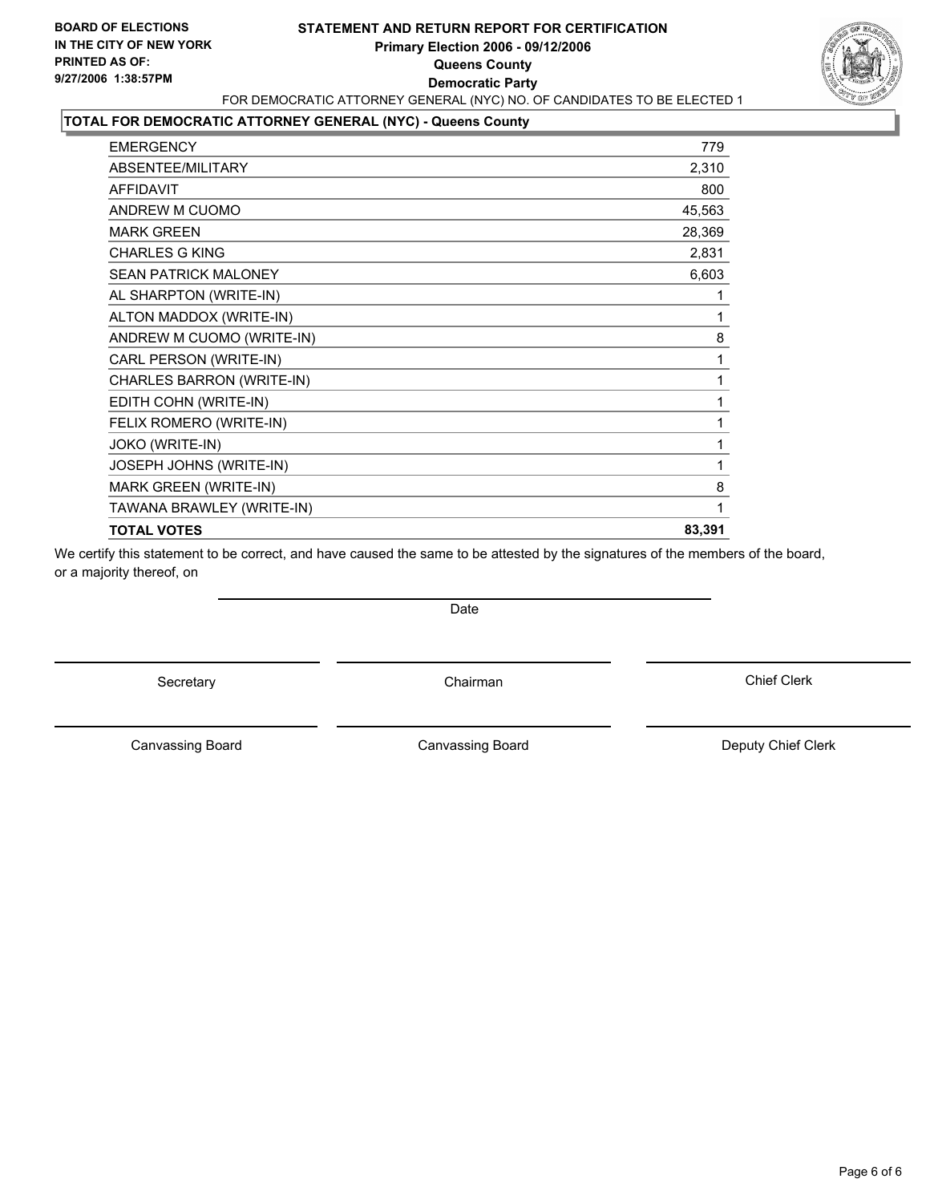BOARD OF ELECTIONS
IN THE CITY OF NEW YORK
PRINTED AS OF:
9/27/2006 1:38:57PM

# STATEMENT AND RETURN REPORT FOR CERTIFICATION

**Primary Election 2006 - 09/12/2006**
**Queens County**
**Democratic Party**

FOR DEMOCRATIC ATTORNEY GENERAL (NYC) NO. OF CANDIDATES TO BE ELECTED 1

## TOTAL FOR DEMOCRATIC ATTORNEY GENERAL (NYC) - Queens County

| | |
|---|---|
| EMERGENCY | 779 |
| ABSENTEE/MILITARY | 2,310 |
| AFFIDAVIT | 800 |
| ANDREW M CUOMO | 45,563 |
| MARK GREEN | 28,369 |
| CHARLES G KING | 2,831 |
| SEAN PATRICK MALONEY | 6,603 |
| AL SHARPTON (WRITE-IN) | 1 |
| ALTON MADDOX (WRITE-IN) | 1 |
| ANDREW M CUOMO (WRITE-IN) | 8 |
| CARL PERSON (WRITE-IN) | 1 |
| CHARLES BARRON (WRITE-IN) | 1 |
| EDITH COHN (WRITE-IN) | 1 |
| FELIX ROMERO (WRITE-IN) | 1 |
| JOKO (WRITE-IN) | 1 |
| JOSEPH JOHNS (WRITE-IN) | 1 |
| MARK GREEN (WRITE-IN) | 8 |
| TAWANA BRAWLEY (WRITE-IN) | 1 |
| **TOTAL VOTES** | **83,391** |

We certify this statement to be correct, and have caused the same to be attested by the signatures of the members of the board, or a majority thereof, on

Date

Secretary | Chairman | Chief Clerk

Canvassing Board | Canvassing Board | Deputy Chief Clerk